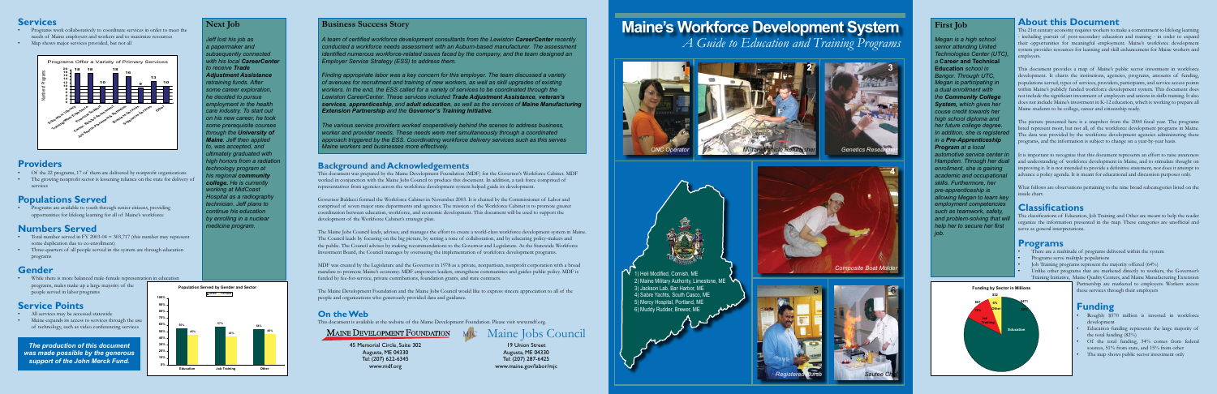# Maine's Workforce Development System

*A Guide to Education and Training Programs*

## Services

- Programs work collaboratively to coordinate services in order to meet the needs of Maine employers and workers and to maximize resources
- Map shows major services provided, but not all

**Programs Offer a Variety of Primary Services**

| Service | Number of Programs |
|---|---|
| Education/Literacy | 13 |
| Training/Skill Upgrading | 18 |
| Financial Assistance | 10 |
| Career Exploration | 18 |
| Job Search/Placement | 16 |
| Business Services | 9 |
| Supportive Services | 13 |
| Other | 10 |

## Providers

- Of the 22 programs, 17 of them are delivered by nonprofit organizations
- The growing nonprofit sector is lessening reliance on the state for delivery of services

## Populations Served

- Programs are available to youth through senior citizens, providing opportunities for lifelong learning for all of Maine's workforce

## Numbers Served

- Total number served in FY 2003-04 = 303,717 (this number may represent some duplication due to co-enrollment)
- Three-quarters of all people served in the system are through education programs

## Gender

- While there is more balanced male-female representation in education programs, males make up a large majority of the people served in labor programs

**Population Served by Gender and Sector**

| Sector | Male | Female |
|---|---|---|
| Education | 52% | 48% |
| Job Training | 57% | 43% |
| Other | 56% | 45% |

## Service Points

- All services may be accessed statewide
- Maine expands its access to services through the use of technology, such as video-conferencing services

*The production of this document was made possible by the generous support of the John Merck Fund.*

## Next Job

*Jeff lost his job as a papermaker and subsequently connected with his local **CareerCenter** to receive **Trade Adjustment Assistance** retraining funds. After some career exploration, he decided to pursue employment in the health care industry. To start out on his new career, he took some prerequisite courses through the **University of Maine**. Jeff then applied to, was accepted, and ultimately graduated with high honors from a radiation technology program at his regional **community college**. He is currently working at MidCoast Hospital as a radiography technician. Jeff plans to continue his education by enrolling in a nuclear medicine program.*

## Business Success Story

***A team of certified workforce development consultants from the Lewiston CareerCenter recently conducted a workforce needs assessment with an Auburn-based manufacturer. The assessment identified numerous workforce-related issues faced by the company, and the team designed an Employer Service Strategy (ESS) to address them.***

***Finding appropriate labor was a key concern for this employer. The team discussed a variety of avenues for recruitment and training of new workers, as well as skill upgrades of existing workers. In the end, the ESS called for a variety of services to be coordinated through the Lewiston CareerCenter. These services included Trade Adjustment Assistance, veteran's services, apprenticeship, and adult education, as well as the services of Maine Manufacturing Extension Partnership and the Governor's Training Initiative.***

***The various service providers worked cooperatively behind the scenes to address business, worker and provider needs. These needs were met simultaneously through a coordinated approach triggered by the ESS. Coordinating workforce delivery services such as this serves Maine workers and businesses more effectively.***

## Background and Acknowledgements

This document was prepared by the Maine Development Foundation (MDF) for the Governor's Workforce Cabinet. MDF worked in conjunction with the Maine Jobs Council to produce this document. In addition, a task force comprised of representatives from agencies across the workforce development system helped guide its development.

Governor Baldacci formed the Workforce Cabinet in November 2003. It is chaired by the Commissioner of Labor and comprised of seven major state departments and agencies. The mission of the Workforce Cabinet is to promote greater coordination between education, workforce, and economic development. This document will be used to support the development of the Workforce Cabinet's strategic plan.

The Maine Jobs Council leads, advises, and manages the effort to create a world-class workforce development system in Maine. The Council leads by focusing on the big picture, by setting a tone of collaboration, and by educating policy-makers and the public. The Council advises by making recommendations to the Governor and Legislature. As the Statewide Workforce Investment Board, the Council manages by overseeing the implementation of workforce development programs.

MDF was created by the Legislature and the Governor in 1978 as a private, nonpartisan, nonprofit corporation with a broad mandate to promote Maine's economy. MDF empowers leaders, strengthens communities and guides public policy. MDF is funded by fee-for-service, private contributions, foundation grants, and state contracts.

The Maine Development Foundation and the Maine Jobs Council would like to express sincere appreciation to all of the people and organizations who generously provided data and guidance.

## On the Web

This document is available at the website of the Maine Development Foundation. Please visit www.mdf.org

**MAINE DEVELOPMENT FOUNDATION**
45 Memorial Circle, Suite 302
Augusta, ME 04330
Tel: (207) 622-6345
www.mdf.org

**Maine Jobs Council**
19 Union Street
Augusta, ME 04330
Tel: (207) 287-6425
www.maine.gov/labor/mjc

*CNC Operator* · *Military Vehicle Refurbisher* · *Genetics Researcher* · *Composite Boat Molder* · *Registered Nurse* · *Sauteé Chef*

1) Hall Modified, Cornish, ME
2) Maine Military Authority, Limestone, ME
3) Jackson Lab, Bar Harbor, ME
4) Sabre Yachts, South Casco, ME
5) Mercy Hospital, Portland, ME
6) Muddy Rudder, Brewer, ME

## First Job

*Megan is a high school senior attending United Technologies Center (UTC), a **Career and Technical Education** school in Bangor. Through UTC, Megan is participating in a dual enrollment with the **Community College System**, which gives her couse credit towards her high school diploma and her future college degree. In addition, she is registered in a **Pre-Apprenticeship Program** at a local automotive service center in Hampden. Through her dual enrollment, she is gaining academic and occupational skills. Furthermore, her pre-apprenticeship is allowing Megan to learn key employment competencies such as teamwork, safety, and problem-solving that will help her to secure her first job.*

## About this Document

The 21st century economy requires workers to make a commitment to lifelong learning - including pursuit of post-secondary education and training - in order to expand their opportunities for meaningful employment. Maine's workforce development system provides resources for learning and skill enhancement for Maine workers and employers.

This document provides a map of Maine's public sector investment in workforce development. It charts the institutions, agencies, programs, amounts of funding, populations served, types of services, providers, participants, and service access points within Maine's publicly funded workforce development system. This document does not include the significant investment of employers and unions in skills training. It also does not include Maine's investment in K-12 education, which is working to prepare all Maine students to be college, career and citizenship ready.

The picture presented here is a snapshot from the 2004 fiscal year. The programs listed represent most, but not all, of the workforce development programs in Maine. The data was provided by the workforce development agencies administering these programs, and the information is subject to change on a year-by-year basis.

It is important to recognize that this document represents an effort to raise awareness and understanding of workforce development in Maine, and to stimulate thought on improving it. It is not intended to provide a definitive statement, nor does it attempt to advance a policy agenda. It is meant for educational and discussion purposes only.

What follows are observations pertaining to the nine broad subcategories listed on the inside chart.

## Classifications

The classifications of Education, Job Training and Other are meant to help the reader organize the information presented in the map. These categories are unofficial and serve as general interpretations.

## Programs

- There are a multitude of programs delivered within the system
- Programs serve multiple populations
- Job Training programs represent the majority offered (64%)
- Unlike other programs that are marketed directly to workers, the Governor's Training Initiative, Maine Quality Centers, and Maine Manufacturing Extension Partnership are marketed to employers. Workers access these services through their employers

**Funding by Sector in Millions**

| Sector | Millions | Share |
|---|---|---|
| Education | $471 | 82% |
| Job Training | $87 | 15% |
| Other | $12 | 3% |

## Funding

- Roughly $570 million is invested in workforce development
- Education funding represents the large majority of the total funding (82%)
- Of the total funding, 34% comes from federal sources, 51% from state, and 15% from other
- The map shows public sector investment only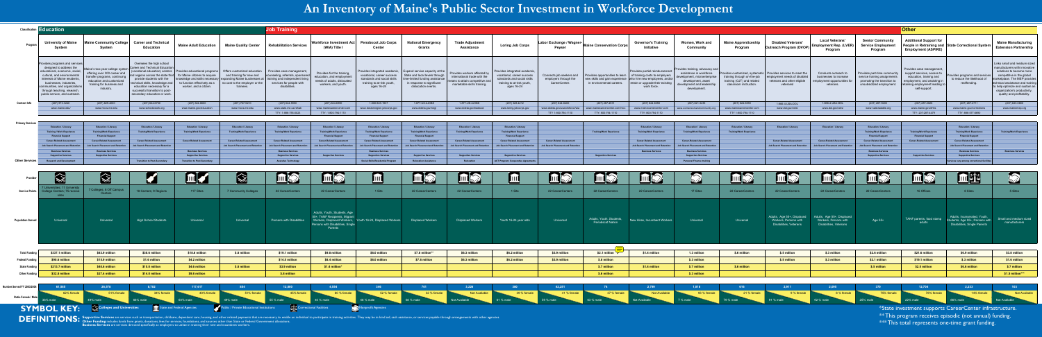# An Inventory of Maine's Public Sector Investment in Workforce Development

| Classification | Education | | | | Job Training | | | | | | | | | | | | | | | | Other | | |
|---|---|---|---|---|---|---|---|---|---|---|---|---|---|---|---|---|---|---|---|---|---|---|---|
| Program | University of Maine System | Maine Community College System | Career and Technical Education | Maine Adult Education | Maine Quality Center | Rehabilitation Services | Workforce Investment Act (WIA) Title I | Penobscot Job Corps Center | National Emergency Grants | Trade Adjustment Assistance | Loring Job Corps | Labor Exchange / Wagner-Peyser | Maine Conservation Corps | Governor's Training Initiative | Women, Work and Community | Maine Apprenticeship Program | Disabled Veterans' Outreach Program (DVOP) | Local Veterans' Employment Rep. (LVER) Program | Senior Community Service Employment Program | Additional Support for People in Retraining and Employment (ASPIRE) | State Correctional System | Maine Manufacturing Extension Partnership |
| Population Served | Universal | Universal | High School Students | Universal | Universal | Persons with Disabilities | Adults, Youth, Students, Age 55+, TANF Recipients, Migrant Workers, Displaced Workers, Persons with Disabilities, Single Parents | Youth 16-24, Displaced Workers | Displaced Workers | Displaced Workers | Youth 16-24 years old | Universal | Adults, Youth, Students, Penobscot Nation | New Hires, Incumbent Workers | Universal | Universal | Adults, Age 55+, Displaced Workers, Persons with Disabilities, Veterans | Adults, Age 55+, Displaced Workers, Persons with Disabilities, Veterans | Age 55+ | TANF parents, food stamp adults | Adults, Incarcerated, Youth, Students, Age 55+, Persons with Disabilities, Single Parents | Small and medium-sized manufacturers |
| Service Points | 7 Universities, 11 University College Centers, 75 receive sites | 7 Colleges, 8 Off Campus Centers | 18 Centers; 9 Regions | 117 Sites | 7 Community Colleges | 22 CareerCenters | 22 CareerCenters | 1 Site | 22 CareerCenters | 22 CareerCenters | 1 Site | 22 CareerCenters | 22 CareerCenters | 22 CareerCenters | 17 Sites | 22 CareerCenters | 22 CareerCenters | 22 CareerCenters | 22 CareerCenters | 16 Offices | 6 Sites | 6 Sites |
| Total Funding | \$337.1 million | \$83.9 million | \$36.9 million | \$18.8 million | \$.8 million | \$19.1 million | \$9.8 million | \$9.0 million | \$7.8 million** | \$6.3 million | \$6.2 million | \$3.9 million | \$2.1 million | \$1.4 million | 1.3 million | \$.6 million | \$.5 million | \$.3 million | \$2.6 million | \$21.6 million | \$6.9 million | \$3.0 million |
| Federal Funding | \$98.9 million | \$15.9 million | \$1.6 million | \$4.2 million | | \$14.8 million | \$8.4 million | \$9.0 million | \$7.8 million | \$6.3 million | \$6.2 million | \$3.9 million | \$.8 million | | \$.5 million | | \$.5 million | \$.3 million | \$2.1 million | \$19.1 million | \$.3 million | \$1.6 million |
| State Funding | \$213.7 million | \$40.6 million | \$15.0 million | \$4.6 million | \$.8 million | \$3.9 million | \$1.4 million* | | | | | | \$.7 million | \$1.4 million | \$.7 million | \$.6 million | | | \$.5 million | \$2.5 million | \$6.6 million | \$.7 million |
| Other Funding | \$32.5 million | \$27.4 million | \$14.0 million | \$9.9 million | | \$.5 million | | | | | | | \$.6 million | | \$.1 million | | | | | | | \$1.4 million*** |
| Number Served FY 2003/2004 | 61,565 | 26,375 | 8,702 | 117,017 | 654 | 12,860 | 4,654 | 346 | 701 | 2,226 | 380 | 42,251 | 74 | 2,799 | 1,818 | 616 | 2,917 | 2,895 | 370 | 12,704 | 3,233 | 103 |
| Ratio Female / Male | 58% male / 62% female | 49% male / 51% female | 66% male / 34% female | 60% male / 40% female | 49% male / 51% female | 55% male / 45% female | 40% male / 60% female | 68% male / 32% female | 68% male / 32% female | Not Available | 61% male / 39% female | 59% male / 41% female | 63% male / 37% female | Not Available | 7% male / 93% female | 79% male / 21% female | 91% male / 9% female | 92% male / 8% female | 25% male / 75% female | 22% male / 78% female | 86% male / 14% female | Not Available |

**SYMBOL KEY:** Colleges and Universities; State and Federal Agencies; Public / Private Educational Institutions; Correctional Facilities; Nonprofit Agencies

**DEFINITIONS:** **Supportive Services** are services such as transportation, childcare, dependent care, housing, and other related payments that are necessary to enable an individual to participate in training activities. They may be in-kind aid, cash assistance, or services payable through arrangements with other agencies. **Other Funding** includes funds from grants, donations, fees for services, foundations, and sources other than State or Federal Government allocations. **Business Services** are services directed specifically at employers to aid in training their new and incumbent workers.

*State investment supports CareerCenter infrastructure.
**This program receives episodic (not annual) funding.
***This total represents one-time grant funding.